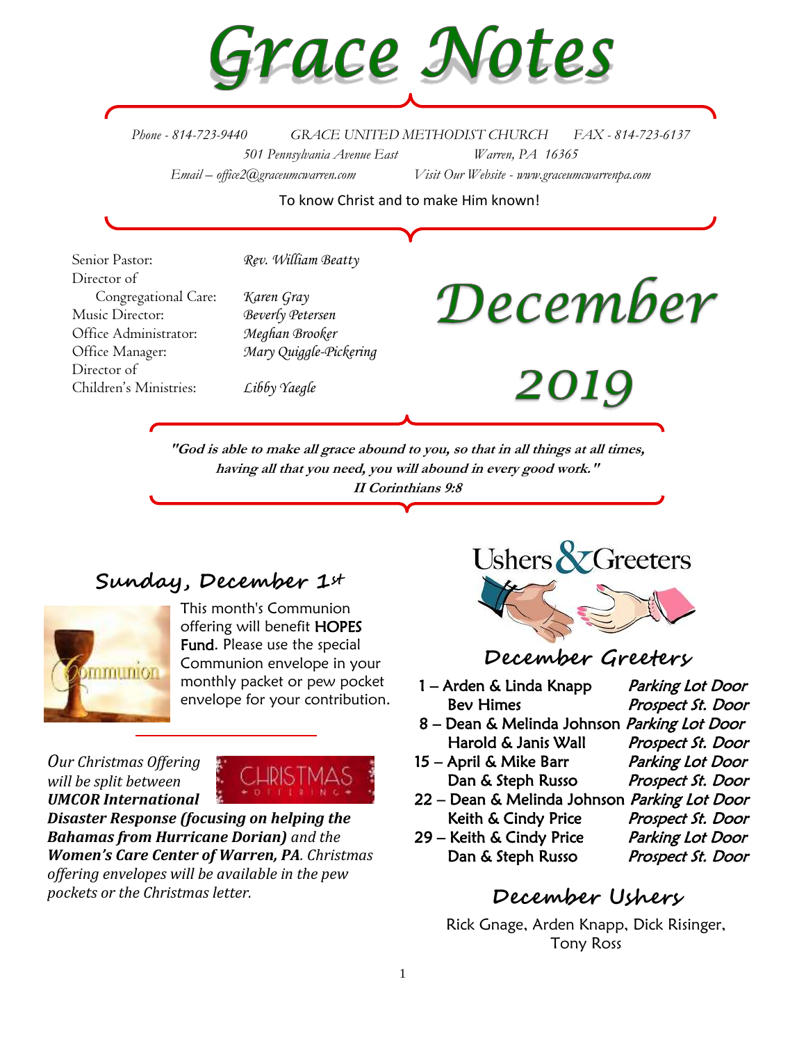# Grace Notes

Phone - 814-723-9440 GRACE UNITED METHODIST CHURCH FAX - 814-723-6137
501 Pennsylvania Avenue East Warren, PA 16365
Email – office2@graceumcwarren.com Visit Our Website - www.graceumcwarrenpa.com

To know Christ and to make Him known!

Senior Pastor: *Rev. William Beatty*
Director of Congregational Care: *Karen Gray*
Music Director: *Beverly Petersen*
Office Administrator: *Meghan Brooker*
Office Manager: *Mary Quiggle-Pickering*
Director of Children's Ministries: *Libby Yaegle*

# December 2019

***"God is able to make all grace abound to you, so that in all things at all times, having all that you need, you will abound in every good work."***
***II Corinthians 9:8***

## Sunday, December 1st

This month's Communion offering will benefit **HOPES Fund**. Please use the special Communion envelope in your monthly packet or pew pocket envelope for your contribution.

*Our Christmas Offering will be split between* ***UMCOR International Disaster Response (focusing on helping the Bahamas from Hurricane Dorian)*** *and the* ***Women's Care Center of Warren, PA****. Christmas offering envelopes will be available in the pew pockets or the Christmas letter.*

## Ushers & Greeters

### December Greeters

| | Greeters | Door |
|---|---|---|
| 1 | Arden & Linda Knapp | *Parking Lot Door* |
| | Bev Himes | *Prospect St. Door* |
| 8 | Dean & Melinda Johnson | *Parking Lot Door* |
| | Harold & Janis Wall | *Prospect St. Door* |
| 15 | April & Mike Barr | *Parking Lot Door* |
| | Dan & Steph Russo | *Prospect St. Door* |
| 22 | Dean & Melinda Johnson | *Parking Lot Door* |
| | Keith & Cindy Price | *Prospect St. Door* |
| 29 | Keith & Cindy Price | *Parking Lot Door* |
| | Dan & Steph Russo | *Prospect St. Door* |

### December Ushers

Rick Gnage, Arden Knapp, Dick Risinger, Tony Ross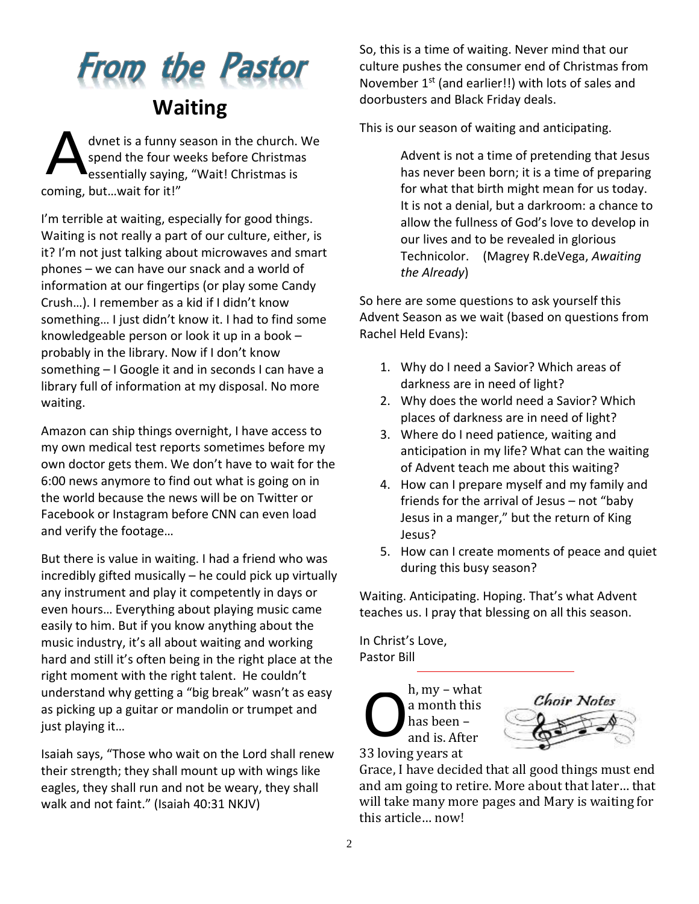# From the Pastor

## Waiting

Advnet is a funny season in the church. We spend the four weeks before Christmas essentially saying, "Wait! Christmas is coming, but…wait for it!"

I'm terrible at waiting, especially for good things. Waiting is not really a part of our culture, either, is it? I'm not just talking about microwaves and smart phones – we can have our snack and a world of information at our fingertips (or play some Candy Crush…). I remember as a kid if I didn't know something… I just didn't know it. I had to find some knowledgeable person or look it up in a book – probably in the library. Now if I don't know something – I Google it and in seconds I can have a library full of information at my disposal. No more waiting.

Amazon can ship things overnight, I have access to my own medical test reports sometimes before my own doctor gets them. We don't have to wait for the 6:00 news anymore to find out what is going on in the world because the news will be on Twitter or Facebook or Instagram before CNN can even load and verify the footage…

But there is value in waiting. I had a friend who was incredibly gifted musically – he could pick up virtually any instrument and play it competently in days or even hours… Everything about playing music came easily to him. But if you know anything about the music industry, it's all about waiting and working hard and still it's often being in the right place at the right moment with the right talent. He couldn't understand why getting a "big break" wasn't as easy as picking up a guitar or mandolin or trumpet and just playing it…

Isaiah says, "Those who wait on the Lord shall renew their strength; they shall mount up with wings like eagles, they shall run and not be weary, they shall walk and not faint." (Isaiah 40:31 NKJV)

So, this is a time of waiting. Never mind that our culture pushes the consumer end of Christmas from November 1st (and earlier!!) with lots of sales and doorbusters and Black Friday deals.

This is our season of waiting and anticipating.

> Advent is not a time of pretending that Jesus has never been born; it is a time of preparing for what that birth might mean for us today. It is not a denial, but a darkroom: a chance to allow the fullness of God's love to develop in our lives and to be revealed in glorious Technicolor. (Magrey R.deVega, *Awaiting the Already*)

So here are some questions to ask yourself this Advent Season as we wait (based on questions from Rachel Held Evans):

1. Why do I need a Savior? Which areas of darkness are in need of light?
2. Why does the world need a Savior? Which places of darkness are in need of light?
3. Where do I need patience, waiting and anticipation in my life? What can the waiting of Advent teach me about this waiting?
4. How can I prepare myself and my family and friends for the arrival of Jesus – not "baby Jesus in a manger," but the return of King Jesus?
5. How can I create moments of peace and quiet during this busy season?

Waiting. Anticipating. Hoping. That's what Advent teaches us. I pray that blessing on all this season.

In Christ's Love,
Pastor Bill

---

## Choir Notes

Oh, my – what a month this has been – and is. After 33 loving years at Grace, I have decided that all good things must end and am going to retire. More about that later… that will take many more pages and Mary is waiting for this article… now!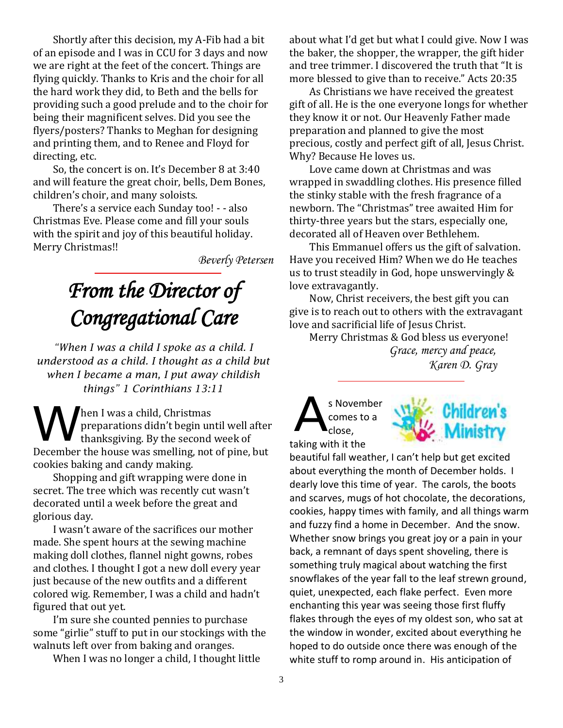Shortly after this decision, my A-Fib had a bit of an episode and I was in CCU for 3 days and now we are right at the feet of the concert. Things are flying quickly. Thanks to Kris and the choir for all the hard work they did, to Beth and the bells for providing such a good prelude and to the choir for being their magnificent selves. Did you see the flyers/posters? Thanks to Meghan for designing and printing them, and to Renee and Floyd for directing, etc.

So, the concert is on. It's December 8 at 3:40 and will feature the great choir, bells, Dem Bones, children's choir, and many soloists.

There's a service each Sunday too! - - also Christmas Eve. Please come and fill your souls with the spirit and joy of this beautiful holiday. Merry Christmas!!

*Beverly Petersen*

# *From the Director of Congregational Care*

*"When I was a child I spoke as a child. I understood as a child. I thought as a child but when I became a man, I put away childish things" 1 Corinthians 13:11*

When I was a child, Christmas preparations didn't begin until well after thanksgiving. By the second week of December the house was smelling, not of pine, but cookies baking and candy making.

Shopping and gift wrapping were done in secret. The tree which was recently cut wasn't decorated until a week before the great and glorious day.

I wasn't aware of the sacrifices our mother made. She spent hours at the sewing machine making doll clothes, flannel night gowns, robes and clothes. I thought I got a new doll every year just because of the new outfits and a different colored wig. Remember, I was a child and hadn't figured that out yet.

I'm sure she counted pennies to purchase some "girlie" stuff to put in our stockings with the walnuts left over from baking and oranges.

When I was no longer a child, I thought little about what I'd get but what I could give. Now I was the baker, the shopper, the wrapper, the gift hider and tree trimmer. I discovered the truth that "It is more blessed to give than to receive." Acts 20:35

As Christians we have received the greatest gift of all. He is the one everyone longs for whether they know it or not. Our Heavenly Father made preparation and planned to give the most precious, costly and perfect gift of all, Jesus Christ. Why? Because He loves us.

Love came down at Christmas and was wrapped in swaddling clothes. His presence filled the stinky stable with the fresh fragrance of a newborn. The "Christmas" tree awaited Him for thirty-three years but the stars, especially one, decorated all of Heaven over Bethlehem.

This Emmanuel offers us the gift of salvation. Have you received Him? When we do He teaches us to trust steadily in God, hope unswervingly & love extravagantly.

Now, Christ receivers, the best gift you can give is to reach out to others with the extravagant love and sacrificial life of Jesus Christ.

Merry Christmas & God bless us everyone!

*Grace, mercy and peace,*
*Karen D. Gray*

## Children's Ministry

As November comes to a close, taking with it the beautiful fall weather, I can't help but get excited about everything the month of December holds. I dearly love this time of year. The carols, the boots and scarves, mugs of hot chocolate, the decorations, cookies, happy times with family, and all things warm and fuzzy find a home in December. And the snow. Whether snow brings you great joy or a pain in your back, a remnant of days spent shoveling, there is something truly magical about watching the first snowflakes of the year fall to the leaf strewn ground, quiet, unexpected, each flake perfect. Even more enchanting this year was seeing those first fluffy flakes through the eyes of my oldest son, who sat at the window in wonder, excited about everything he hoped to do outside once there was enough of the white stuff to romp around in. His anticipation of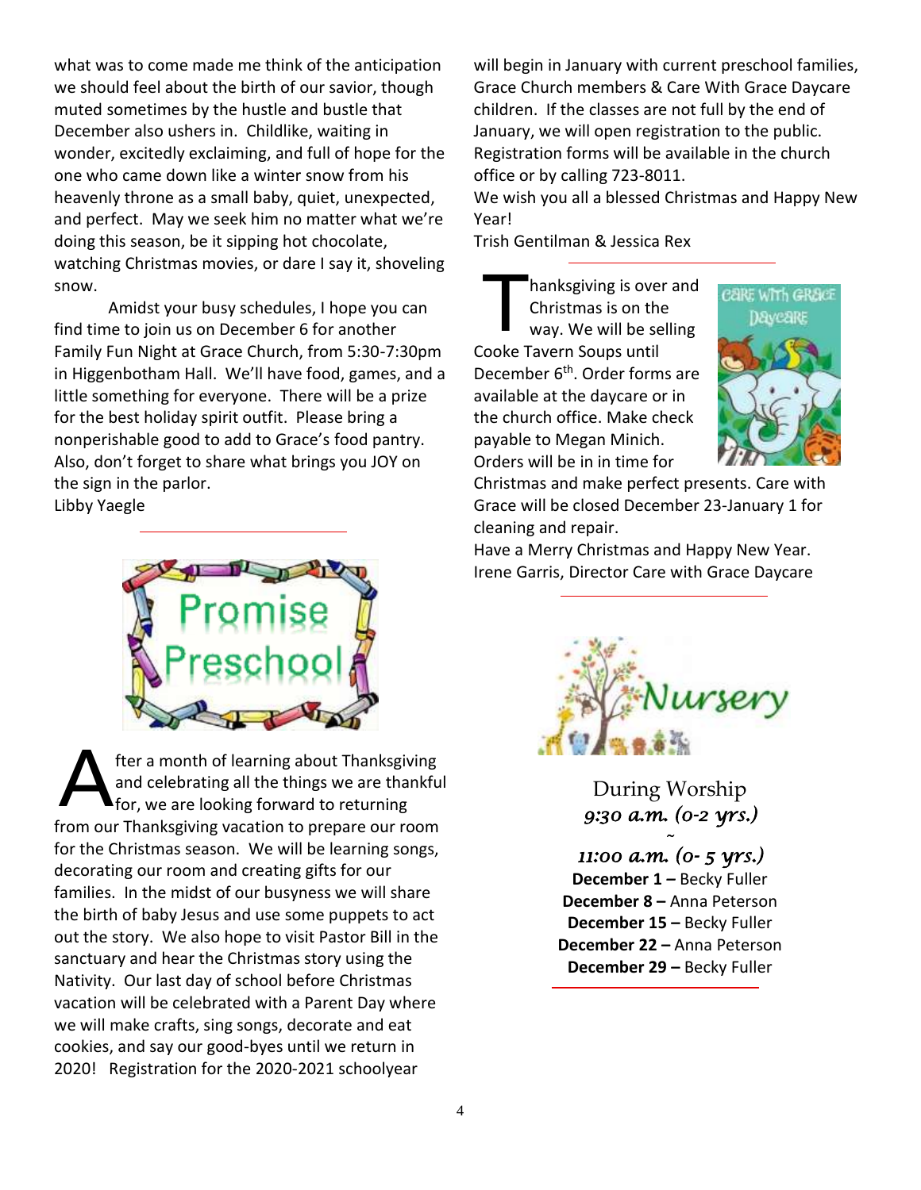what was to come made me think of the anticipation we should feel about the birth of our savior, though muted sometimes by the hustle and bustle that December also ushers in. Childlike, waiting in wonder, excitedly exclaiming, and full of hope for the one who came down like a winter snow from his heavenly throne as a small baby, quiet, unexpected, and perfect. May we seek him no matter what we're doing this season, be it sipping hot chocolate, watching Christmas movies, or dare I say it, shoveling snow.

Amidst your busy schedules, I hope you can find time to join us on December 6 for another Family Fun Night at Grace Church, from 5:30-7:30pm in Higgenbotham Hall. We'll have food, games, and a little something for everyone. There will be a prize for the best holiday spirit outfit. Please bring a nonperishable good to add to Grace's food pantry. Also, don't forget to share what brings you JOY on the sign in the parlor.

Libby Yaegle

---

## Promise Preschool

After a month of learning about Thanksgiving and celebrating all the things we are thankful for, we are looking forward to returning from our Thanksgiving vacation to prepare our room for the Christmas season. We will be learning songs, decorating our room and creating gifts for our families. In the midst of our busyness we will share the birth of baby Jesus and use some puppets to act out the story. We also hope to visit Pastor Bill in the sanctuary and hear the Christmas story using the Nativity. Our last day of school before Christmas vacation will be celebrated with a Parent Day where we will make crafts, sing songs, decorate and eat cookies, and say our good-byes until we return in 2020! Registration for the 2020-2021 schoolyear will begin in January with current preschool families, Grace Church members & Care With Grace Daycare children. If the classes are not full by the end of January, we will open registration to the public. Registration forms will be available in the church office or by calling 723-8011.

We wish you all a blessed Christmas and Happy New Year!

Trish Gentilman & Jessica Rex

---

## Care With Grace Daycare

Thanksgiving is over and Christmas is on the way. We will be selling Cooke Tavern Soups until December 6th. Order forms are available at the daycare or in the church office. Make check payable to Megan Minich. Orders will be in in time for Christmas and make perfect presents. Care with Grace will be closed December 23-January 1 for cleaning and repair.

Have a Merry Christmas and Happy New Year.

Irene Garris, Director Care with Grace Daycare

---

## Nursery

During Worship

*9:30 a.m. (0-2 yrs.)*

~

*11:00 a.m. (0- 5 yrs.)*

**December 1 –** Becky Fuller
**December 8 –** Anna Peterson
**December 15 –** Becky Fuller
**December 22 –** Anna Peterson
**December 29 –** Becky Fuller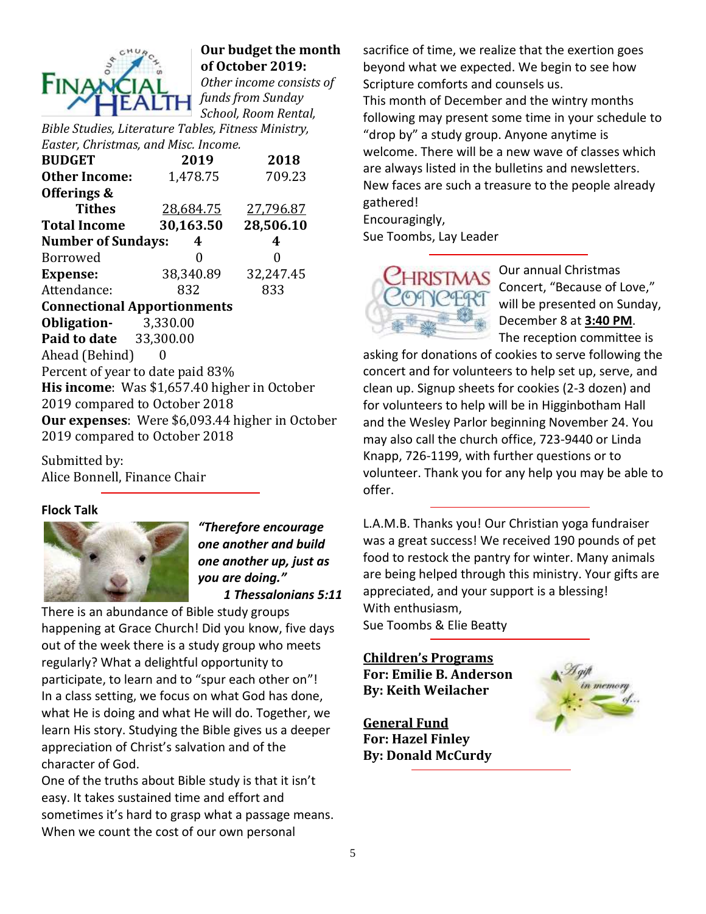## Our budget the month of October 2019:

*Other income consists of funds from Sunday School, Room Rental, Bible Studies, Literature Tables, Fitness Ministry, Easter, Christmas, and Misc. Income.*

| **BUDGET** | **2019** | **2018** |
|---|---|---|
| **Other Income:** | 1,478.75 | 709.23 |
| **Offerings & Tithes** | 28,684.75 | 27,796.87 |
| **Total Income** | **30,163.50** | **28,506.10** |
| **Number of Sundays:** | **4** | **4** |
| Borrowed | 0 | 0 |
| **Expense:** | 38,340.89 | 32,247.45 |
| Attendance: | 832 | 833 |

**Connectional Apportionments**

**Obligation-** 3,330.00

**Paid to date** 33,300.00

Ahead (Behind) 0

Percent of year to date paid 83%

**His income**: Was $1,657.40 higher in October 2019 compared to October 2018

**Our expenses**: Were $6,093.44 higher in October 2019 compared to October 2018

Submitted by:
Alice Bonnell, Finance Chair

**Flock Talk**

***"Therefore encourage one another and build one another up, just as you are doing."***
***1 Thessalonians 5:11***

There is an abundance of Bible study groups happening at Grace Church! Did you know, five days out of the week there is a study group who meets regularly? What a delightful opportunity to participate, to learn and to "spur each other on"! In a class setting, we focus on what God has done, what He is doing and what He will do. Together, we learn His story. Studying the Bible gives us a deeper appreciation of Christ's salvation and of the character of God.

One of the truths about Bible study is that it isn't easy. It takes sustained time and effort and sometimes it's hard to grasp what a passage means. When we count the cost of our own personal sacrifice of time, we realize that the exertion goes beyond what we expected. We begin to see how Scripture comforts and counsels us.

This month of December and the wintry months following may present some time in your schedule to "drop by" a study group. Anyone anytime is welcome. There will be a new wave of classes which are always listed in the bulletins and newsletters. New faces are such a treasure to the people already gathered!

Encouragingly,
Sue Toombs, Lay Leader

Our annual Christmas Concert, "Because of Love," will be presented on Sunday, December 8 at **3:40 PM**. The reception committee is asking for donations of cookies to serve following the concert and for volunteers to help set up, serve, and clean up. Signup sheets for cookies (2-3 dozen) and for volunteers to help will be in Higginbotham Hall and the Wesley Parlor beginning November 24. You may also call the church office, 723-9440 or Linda Knapp, 726-1199, with further questions or to volunteer. Thank you for any help you may be able to offer.

L.A.M.B. Thanks you! Our Christian yoga fundraiser was a great success! We received 190 pounds of pet food to restock the pantry for winter. Many animals are being helped through this ministry. Your gifts are appreciated, and your support is a blessing!

With enthusiasm,
Sue Toombs & Elie Beatty

**Children's Programs**
**For: Emilie B. Anderson**
**By: Keith Weilacher**

**General Fund**
**For: Hazel Finley**
**By: Donald McCurdy**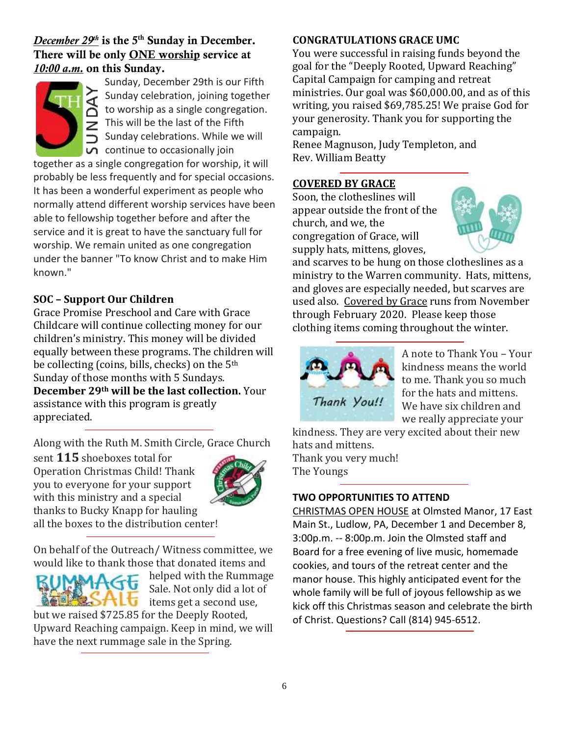***December 29th*** **is the 5th Sunday in December. There will be only ONE worship service at *10:00 a.m.* on this Sunday.**

Sunday, December 29th is our Fifth Sunday celebration, joining together to worship as a single congregation. This will be the last of the Fifth Sunday celebrations. While we will continue to occasionally join together as a single congregation for worship, it will probably be less frequently and for special occasions. It has been a wonderful experiment as people who normally attend different worship services have been able to fellowship together before and after the service and it is great to have the sanctuary full for worship. We remain united as one congregation under the banner "To know Christ and to make Him known."

**SOC – Support Our Children**

Grace Promise Preschool and Care with Grace Childcare will continue collecting money for our children's ministry. This money will be divided equally between these programs. The children will be collecting (coins, bills, checks) on the 5th Sunday of those months with 5 Sundays. **December 29th will be the last collection.** Your assistance with this program is greatly appreciated.

---

Along with the Ruth M. Smith Circle, Grace Church sent **115** shoeboxes total for Operation Christmas Child! Thank you to everyone for your support with this ministry and a special thanks to Bucky Knapp for hauling all the boxes to the distribution center!

---

On behalf of the Outreach/ Witness committee, we would like to thank those that donated items and helped with the Rummage Sale. Not only did a lot of items get a second use, but we raised $725.85 for the Deeply Rooted, Upward Reaching campaign. Keep in mind, we will have the next rummage sale in the Spring.

---

**CONGRATULATIONS GRACE UMC**

You were successful in raising funds beyond the goal for the "Deeply Rooted, Upward Reaching" Capital Campaign for camping and retreat ministries. Our goal was $60,000.00, and as of this writing, you raised $69,785.25! We praise God for your generosity. Thank you for supporting the campaign.

Renee Magnuson, Judy Templeton, and
Rev. William Beatty

---

**COVERED BY GRACE**

Soon, the clotheslines will appear outside the front of the church, and we, the congregation of Grace, will supply hats, mittens, gloves, and scarves to be hung on those clotheslines as a ministry to the Warren community. Hats, mittens, and gloves are especially needed, but scarves are used also. Covered by Grace runs from November through February 2020. Please keep those clothing items coming throughout the winter.

---

A note to Thank You – Your kindness means the world to me. Thank you so much for the hats and mittens. We have six children and we really appreciate your kindness. They are very excited about their new hats and mittens.

Thank you very much!

The Youngs

---

**TWO OPPORTUNITIES TO ATTEND**

CHRISTMAS OPEN HOUSE at Olmsted Manor, 17 East Main St., Ludlow, PA, December 1 and December 8, 3:00p.m. -- 8:00p.m. Join the Olmsted staff and Board for a free evening of live music, homemade cookies, and tours of the retreat center and the manor house. This highly anticipated event for the whole family will be full of joyous fellowship as we kick off this Christmas season and celebrate the birth of Christ. Questions? Call (814) 945-6512.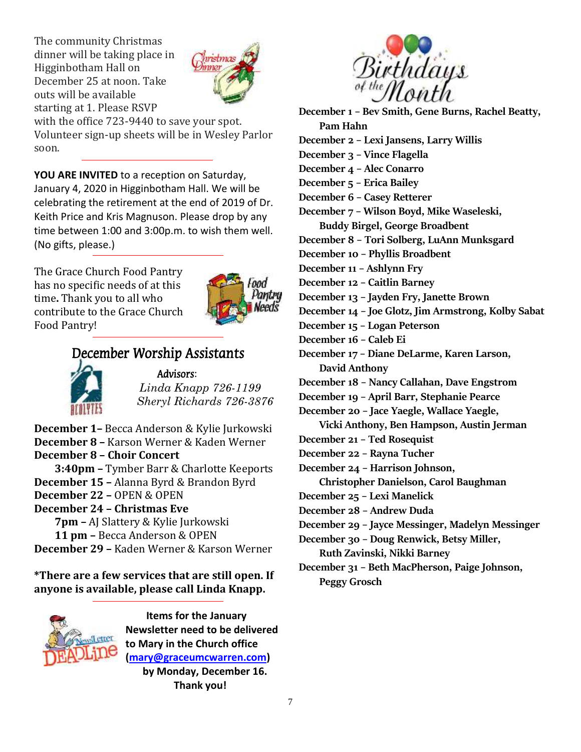The community Christmas dinner will be taking place in Higginbotham Hall on December 25 at noon. Take outs will be available starting at 1. Please RSVP with the office 723-9440 to save your spot. Volunteer sign-up sheets will be in Wesley Parlor soon.

---

**YOU ARE INVITED** to a reception on Saturday, January 4, 2020 in Higginbotham Hall. We will be celebrating the retirement at the end of 2019 of Dr. Keith Price and Kris Magnuson. Please drop by any time between 1:00 and 3:00p.m. to wish them well. (No gifts, please.)

---

The Grace Church Food Pantry has no specific needs of at this time**.** Thank you to all who contribute to the Grace Church Food Pantry!

---

## December Worship Assistants

**Advisors**:
*Linda Knapp 726-1199*
*Sheryl Richards 726-3876*

**December 1–** Becca Anderson & Kylie Jurkowski
**December 8 –** Karson Werner & Kaden Werner
**December 8 – Choir Concert**
**3:40pm –** Tymber Barr & Charlotte Keeports
**December 15 –** Alanna Byrd & Brandon Byrd
**December 22 –** OPEN & OPEN
**December 24 – Christmas Eve**
**7pm –** AJ Slattery & Kylie Jurkowski
**11 pm –** Becca Anderson & OPEN
**December 29 –** Kaden Werner & Karson Werner

**\*There are a few services that are still open. If anyone is available, please call Linda Knapp.**

---

**Items for the January Newsletter need to be delivered to Mary in the Church office (mary@graceumcwarren.com) by Monday, December 16. Thank you!**

## Birthdays of the Month

**December 1 – Bev Smith, Gene Burns, Rachel Beatty, Pam Hahn**
**December 2 – Lexi Jansens, Larry Willis**
**December 3 – Vince Flagella**
**December 4 – Alec Conarro**
**December 5 – Erica Bailey**
**December 6 – Casey Retterer**
**December 7 – Wilson Boyd, Mike Waseleski, Buddy Birgel, George Broadbent**
**December 8 – Tori Solberg, LuAnn Munksgard**
**December 10 – Phyllis Broadbent**
**December 11 – Ashlynn Fry**
**December 12 – Caitlin Barney**
**December 13 – Jayden Fry, Janette Brown**
**December 14 – Joe Glotz, Jim Armstrong, Kolby Sabat**
**December 15 – Logan Peterson**
**December 16 – Caleb Ei**
**December 17 – Diane DeLarme, Karen Larson, David Anthony**
**December 18 – Nancy Callahan, Dave Engstrom**
**December 19 – April Barr, Stephanie Pearce**
**December 20 – Jace Yaegle, Wallace Yaegle, Vicki Anthony, Ben Hampson, Austin Jerman**
**December 21 – Ted Rosequist**
**December 22 – Rayna Tucher**
**December 24 – Harrison Johnson, Christopher Danielson, Carol Baughman**
**December 25 – Lexi Manelick**
**December 28 – Andrew Duda**
**December 29 – Jayce Messinger, Madelyn Messinger**
**December 30 – Doug Renwick, Betsy Miller, Ruth Zavinski, Nikki Barney**
**December 31 – Beth MacPherson, Paige Johnson, Peggy Grosch**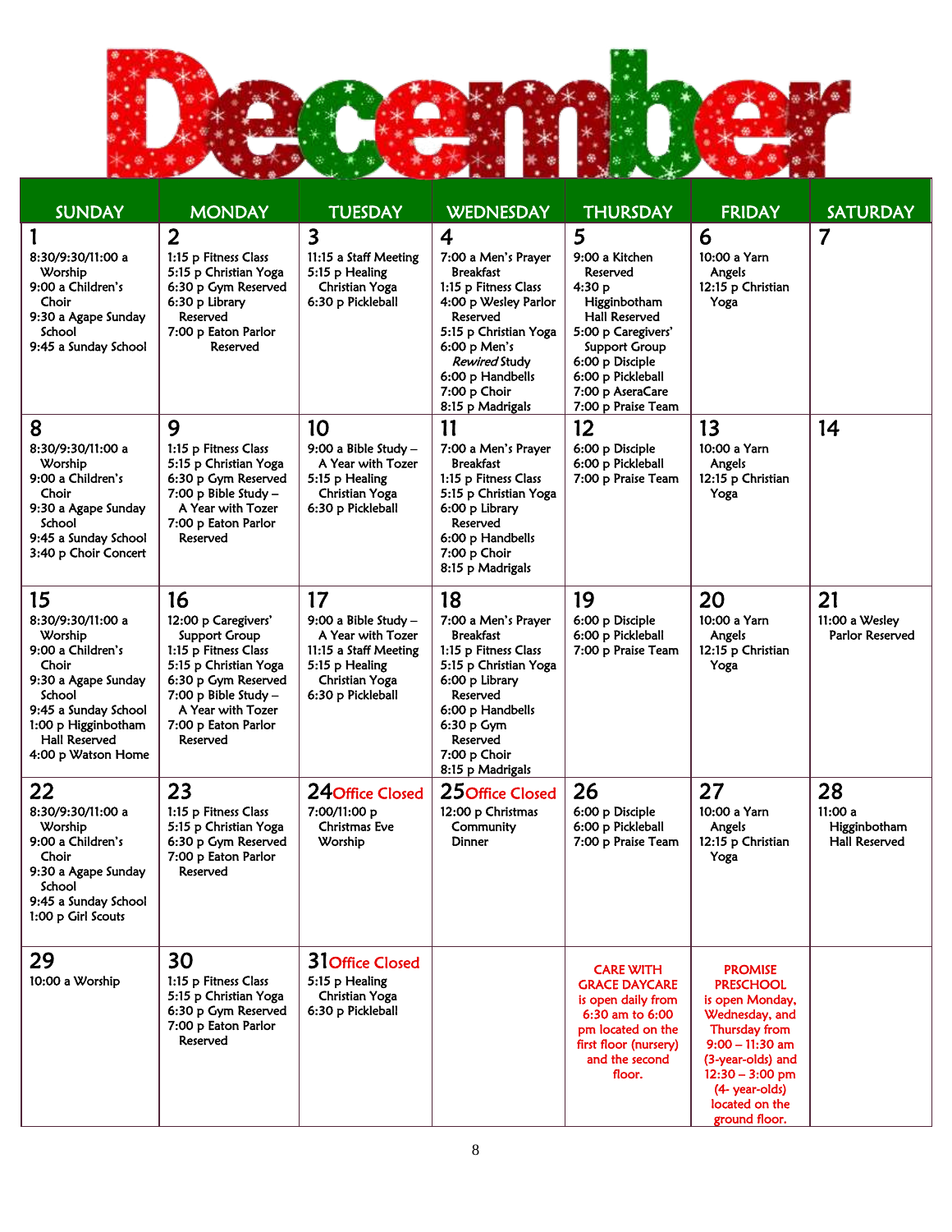# December

| SUNDAY | MONDAY | TUESDAY | WEDNESDAY | THURSDAY | FRIDAY | SATURDAY |
|---|---|---|---|---|---|---|
| **1**<br>8:30/9:30/11:00 a Worship<br>9:00 a Children's Choir<br>9:30 a Agape Sunday School<br>9:45 a Sunday School | **2**<br>1:15 p Fitness Class<br>5:15 p Christian Yoga<br>6:30 p Gym Reserved<br>6:30 p Library Reserved<br>7:00 p Eaton Parlor Reserved | **3**<br>11:15 a Staff Meeting<br>5:15 p Healing Christian Yoga<br>6:30 p Pickleball | **4**<br>7:00 a Men's Prayer Breakfast<br>1:15 p Fitness Class<br>4:00 p Wesley Parlor Reserved<br>5:15 p Christian Yoga<br>6:00 p Men's *Rewired* Study<br>6:00 p Handbells<br>7:00 p Choir<br>8:15 p Madrigals | **5**<br>9:00 a Kitchen Reserved<br>4:30 p Higginbotham Hall Reserved<br>5:00 p Caregivers' Support Group<br>6:00 p Disciple<br>6:00 p Pickleball<br>7:00 p AseraCare<br>7:00 p Praise Team | **6**<br>10:00 a Yarn Angels<br>12:15 p Christian Yoga | **7** |
| **8**<br>8:30/9:30/11:00 a Worship<br>9:00 a Children's Choir<br>9:30 a Agape Sunday School<br>9:45 a Sunday School<br>3:40 p Choir Concert | **9**<br>1:15 p Fitness Class<br>5:15 p Christian Yoga<br>6:30 p Gym Reserved<br>7:00 p Bible Study – A Year with Tozer<br>7:00 p Eaton Parlor Reserved | **10**<br>9:00 a Bible Study – A Year with Tozer<br>5:15 p Healing Christian Yoga<br>6:30 p Pickleball | **11**<br>7:00 a Men's Prayer Breakfast<br>1:15 p Fitness Class<br>5:15 p Christian Yoga<br>6:00 p Library Reserved<br>6:00 p Handbells<br>7:00 p Choir<br>8:15 p Madrigals | **12**<br>6:00 p Disciple<br>6:00 p Pickleball<br>7:00 p Praise Team | **13**<br>10:00 a Yarn Angels<br>12:15 p Christian Yoga | **14** |
| **15**<br>8:30/9:30/11:00 a Worship<br>9:00 a Children's Choir<br>9:30 a Agape Sunday School<br>9:45 a Sunday School<br>1:00 p Higginbotham Hall Reserved<br>4:00 p Watson Home | **16**<br>12:00 p Caregivers' Support Group<br>1:15 p Fitness Class<br>5:15 p Christian Yoga<br>6:30 p Gym Reserved<br>7:00 p Bible Study – A Year with Tozer<br>7:00 p Eaton Parlor Reserved | **17**<br>9:00 a Bible Study – A Year with Tozer<br>11:15 a Staff Meeting<br>5:15 p Healing Christian Yoga<br>6:30 p Pickleball | **18**<br>7:00 a Men's Prayer Breakfast<br>1:15 p Fitness Class<br>5:15 p Christian Yoga<br>6:00 p Library Reserved<br>6:00 p Handbells<br>6:30 p Gym Reserved<br>7:00 p Choir<br>8:15 p Madrigals | **19**<br>6:00 p Disciple<br>6:00 p Pickleball<br>7:00 p Praise Team | **20**<br>10:00 a Yarn Angels<br>12:15 p Christian Yoga | **21**<br>11:00 a Wesley Parlor Reserved |
| **22**<br>8:30/9:30/11:00 a Worship<br>9:00 a Children's Choir<br>9:30 a Agape Sunday School<br>9:45 a Sunday School<br>1:00 p Girl Scouts | **23**<br>1:15 p Fitness Class<br>5:15 p Christian Yoga<br>6:30 p Gym Reserved<br>7:00 p Eaton Parlor Reserved | **24** Office Closed<br>7:00/11:00 p Christmas Eve Worship | **25** Office Closed<br>12:00 p Christmas Community Dinner | **26**<br>6:00 p Disciple<br>6:00 p Pickleball<br>7:00 p Praise Team | **27**<br>10:00 a Yarn Angels<br>12:15 p Christian Yoga | **28**<br>11:00 a Higginbotham Hall Reserved |
| **29**<br>10:00 a Worship | **30**<br>1:15 p Fitness Class<br>5:15 p Christian Yoga<br>6:30 p Gym Reserved<br>7:00 p Eaton Parlor Reserved | **31** Office Closed<br>5:15 p Healing Christian Yoga<br>6:30 p Pickleball | | **CARE WITH GRACE DAYCARE** is open daily from 6:30 am to 6:00 pm located on the first floor (nursery) and the second floor. | **PROMISE PRESCHOOL** is open Monday, Wednesday, and Thursday from 9:00 – 11:30 am (3-year-olds) and 12:30 – 3:00 pm (4- year-olds) located on the ground floor. | |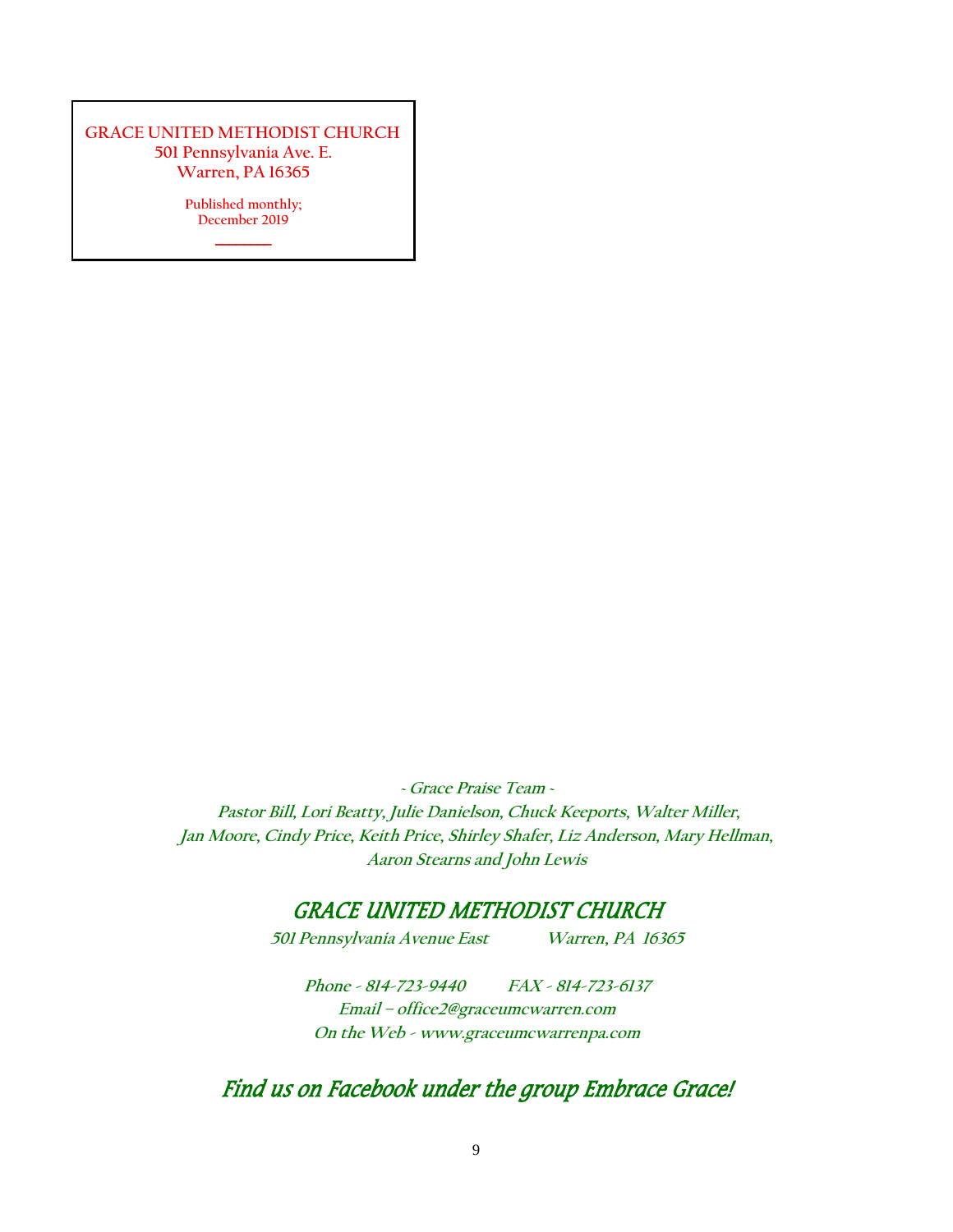**GRACE UNITED METHODIST CHURCH**
**501 Pennsylvania Ave. E.**
**Warren, PA 16365**

**Published monthly;**
**December 2019**

***- Grace Praise Team -***

***Pastor Bill, Lori Beatty, Julie Danielson, Chuck Keeports, Walter Miller, Jan Moore, Cindy Price, Keith Price, Shirley Shafer, Liz Anderson, Mary Hellman, Aaron Stearns and John Lewis***

## *GRACE UNITED METHODIST CHURCH*

***501 Pennsylvania Avenue East    Warren, PA 16365***

***Phone - 814-723-9440    FAX - 814-723-6137***
***Email – office2@graceumcwarren.com***
***On the Web - www.graceumcwarrenpa.com***

## *Find us on Facebook under the group Embrace Grace!*